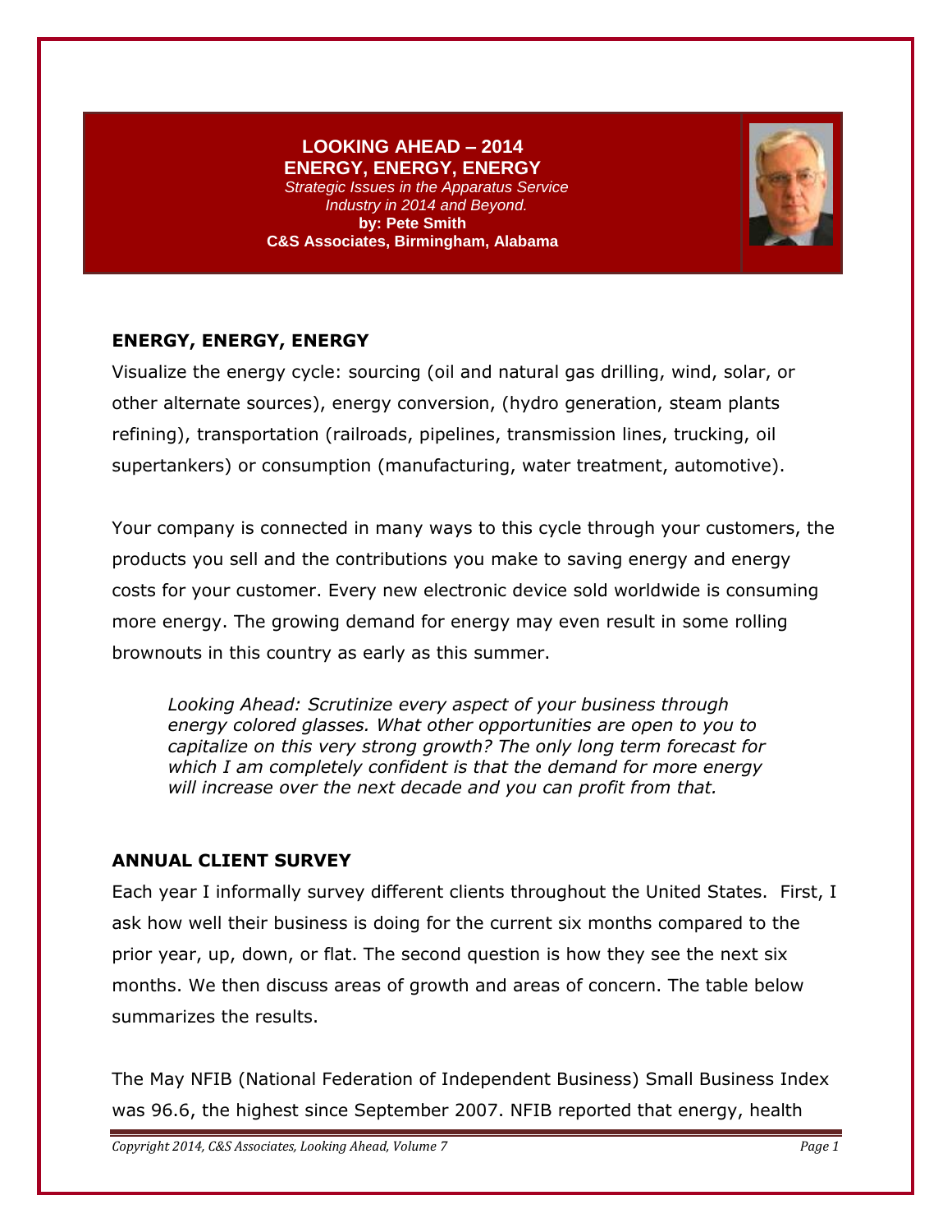# LOOKING AHEAD – 2014
## ENERGY, ENERGY, ENERGY

*Strategic Issues in the Apparatus Service Industry in 2014 and Beyond.*

**by: Pete Smith**
**C&S Associates, Birmingham, Alabama**

### ENERGY, ENERGY, ENERGY

Visualize the energy cycle: sourcing (oil and natural gas drilling, wind, solar, or other alternate sources), energy conversion, (hydro generation, steam plants refining), transportation (railroads, pipelines, transmission lines, trucking, oil supertankers) or consumption (manufacturing, water treatment, automotive).

Your company is connected in many ways to this cycle through your customers, the products you sell and the contributions you make to saving energy and energy costs for your customer. Every new electronic device sold worldwide is consuming more energy. The growing demand for energy may even result in some rolling brownouts in this country as early as this summer.

> *Looking Ahead: Scrutinize every aspect of your business through energy colored glasses. What other opportunities are open to you to capitalize on this very strong growth? The only long term forecast for which I am completely confident is that the demand for more energy will increase over the next decade and you can profit from that.*

### ANNUAL CLIENT SURVEY

Each year I informally survey different clients throughout the United States. First, I ask how well their business is doing for the current six months compared to the prior year, up, down, or flat. The second question is how they see the next six months. We then discuss areas of growth and areas of concern. The table below summarizes the results.

The May NFIB (National Federation of Independent Business) Small Business Index was 96.6, the highest since September 2007. NFIB reported that energy, health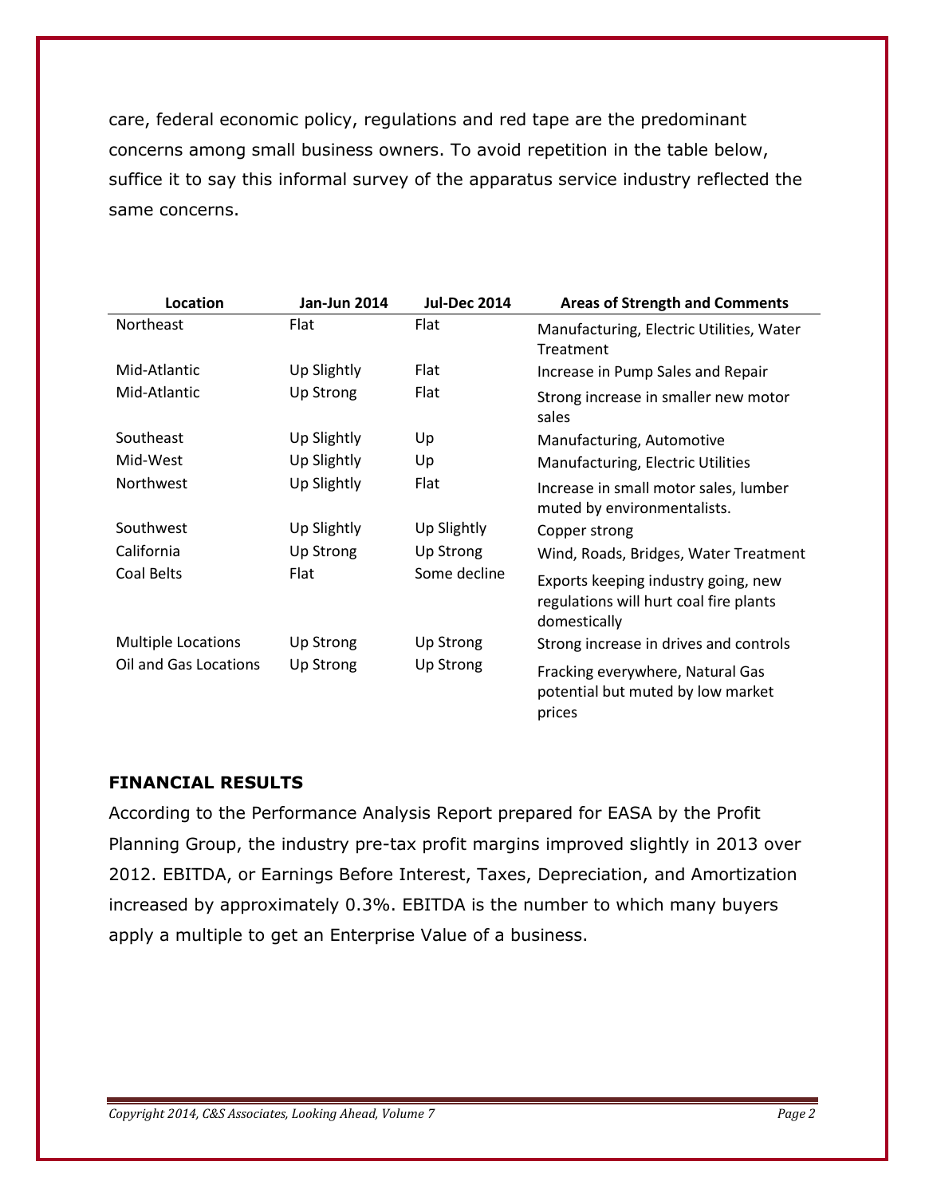care, federal economic policy, regulations and red tape are the predominant concerns among small business owners. To avoid repetition in the table below, suffice it to say this informal survey of the apparatus service industry reflected the same concerns.

| Location | Jan-Jun 2014 | Jul-Dec 2014 | Areas of Strength and Comments |
|---|---|---|---|
| Northeast | Flat | Flat | Manufacturing, Electric Utilities, Water Treatment |
| Mid-Atlantic | Up Slightly | Flat | Increase in Pump Sales and Repair |
| Mid-Atlantic | Up Strong | Flat | Strong increase in smaller new motor sales |
| Southeast | Up Slightly | Up | Manufacturing, Automotive |
| Mid-West | Up Slightly | Up | Manufacturing, Electric Utilities |
| Northwest | Up Slightly | Flat | Increase in small motor sales, lumber muted by environmentalists. |
| Southwest | Up Slightly | Up Slightly | Copper strong |
| California | Up Strong | Up Strong | Wind, Roads, Bridges, Water Treatment |
| Coal Belts | Flat | Some decline | Exports keeping industry going, new regulations will hurt coal fire plants domestically |
| Multiple Locations | Up Strong | Up Strong | Strong increase in drives and controls |
| Oil and Gas Locations | Up Strong | Up Strong | Fracking everywhere, Natural Gas potential but muted by low market prices |

## FINANCIAL RESULTS

According to the Performance Analysis Report prepared for EASA by the Profit Planning Group, the industry pre-tax profit margins improved slightly in 2013 over 2012. EBITDA, or Earnings Before Interest, Taxes, Depreciation, and Amortization increased by approximately 0.3%. EBITDA is the number to which many buyers apply a multiple to get an Enterprise Value of a business.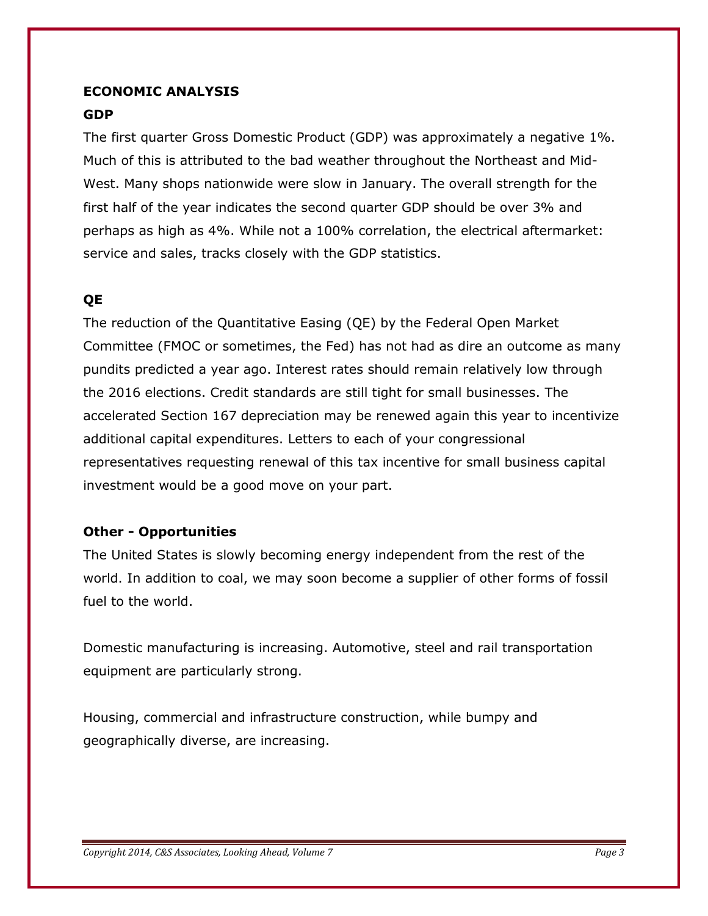**ECONOMIC ANALYSIS**

**GDP**

The first quarter Gross Domestic Product (GDP) was approximately a negative 1%. Much of this is attributed to the bad weather throughout the Northeast and Mid-West. Many shops nationwide were slow in January. The overall strength for the first half of the year indicates the second quarter GDP should be over 3% and perhaps as high as 4%. While not a 100% correlation, the electrical aftermarket: service and sales, tracks closely with the GDP statistics.

**QE**

The reduction of the Quantitative Easing (QE) by the Federal Open Market Committee (FMOC or sometimes, the Fed) has not had as dire an outcome as many pundits predicted a year ago. Interest rates should remain relatively low through the 2016 elections. Credit standards are still tight for small businesses. The accelerated Section 167 depreciation may be renewed again this year to incentivize additional capital expenditures. Letters to each of your congressional representatives requesting renewal of this tax incentive for small business capital investment would be a good move on your part.

**Other - Opportunities**

The United States is slowly becoming energy independent from the rest of the world. In addition to coal, we may soon become a supplier of other forms of fossil fuel to the world.

Domestic manufacturing is increasing. Automotive, steel and rail transportation equipment are particularly strong.

Housing, commercial and infrastructure construction, while bumpy and geographically diverse, are increasing.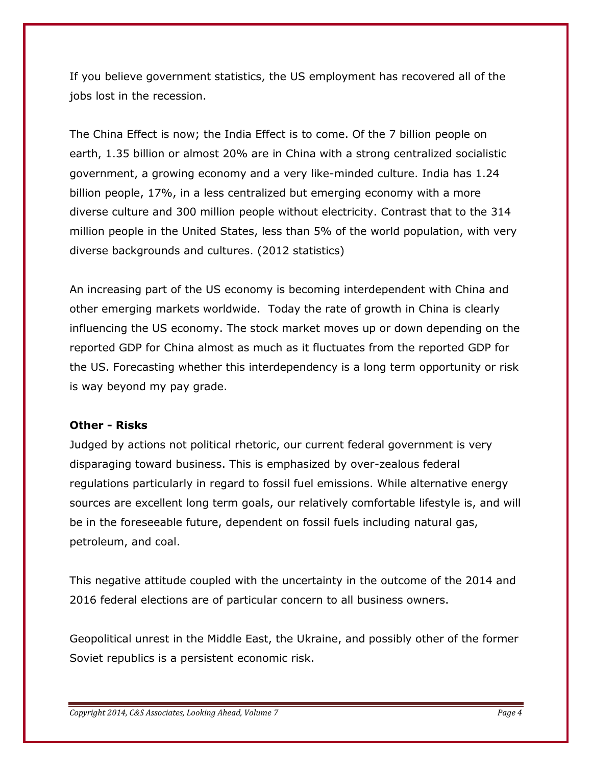If you believe government statistics, the US employment has recovered all of the jobs lost in the recession.

The China Effect is now; the India Effect is to come. Of the 7 billion people on earth, 1.35 billion or almost 20% are in China with a strong centralized socialistic government, a growing economy and a very like-minded culture. India has 1.24 billion people, 17%, in a less centralized but emerging economy with a more diverse culture and 300 million people without electricity. Contrast that to the 314 million people in the United States, less than 5% of the world population, with very diverse backgrounds and cultures. (2012 statistics)

An increasing part of the US economy is becoming interdependent with China and other emerging markets worldwide. Today the rate of growth in China is clearly influencing the US economy. The stock market moves up or down depending on the reported GDP for China almost as much as it fluctuates from the reported GDP for the US. Forecasting whether this interdependency is a long term opportunity or risk is way beyond my pay grade.

**Other - Risks**

Judged by actions not political rhetoric, our current federal government is very disparaging toward business. This is emphasized by over-zealous federal regulations particularly in regard to fossil fuel emissions. While alternative energy sources are excellent long term goals, our relatively comfortable lifestyle is, and will be in the foreseeable future, dependent on fossil fuels including natural gas, petroleum, and coal.

This negative attitude coupled with the uncertainty in the outcome of the 2014 and 2016 federal elections are of particular concern to all business owners.

Geopolitical unrest in the Middle East, the Ukraine, and possibly other of the former Soviet republics is a persistent economic risk.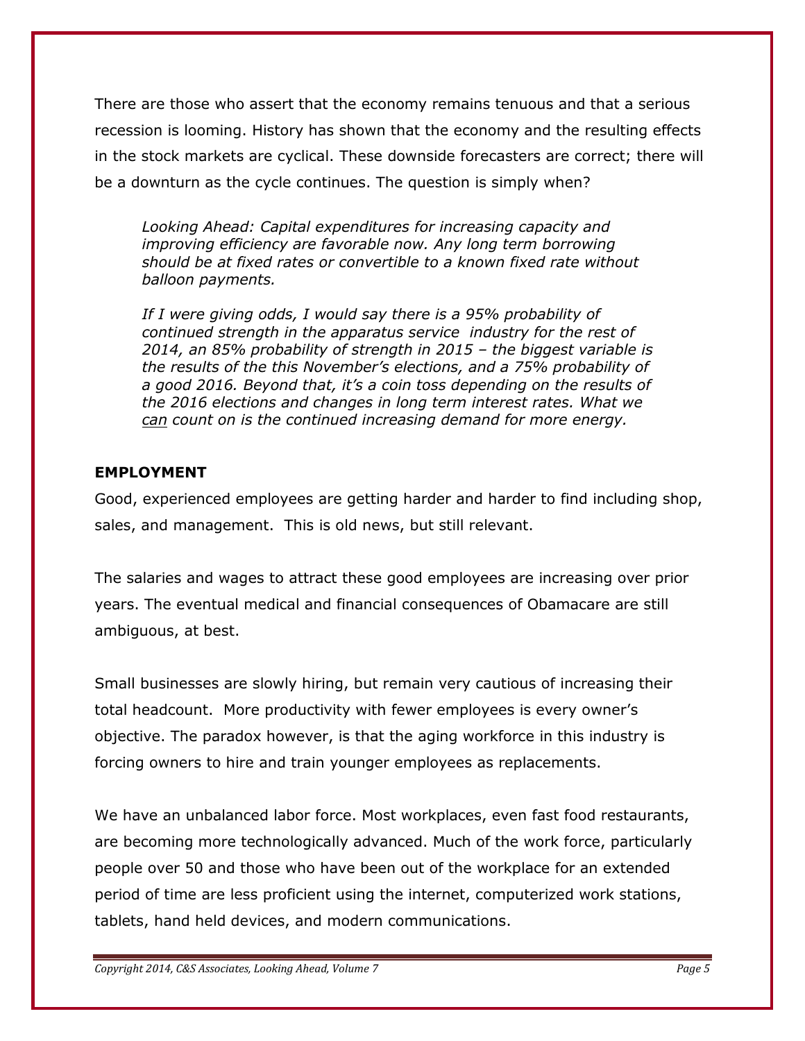There are those who assert that the economy remains tenuous and that a serious recession is looming. History has shown that the economy and the resulting effects in the stock markets are cyclical. These downside forecasters are correct; there will be a downturn as the cycle continues. The question is simply when?

> *Looking Ahead: Capital expenditures for increasing capacity and improving efficiency are favorable now. Any long term borrowing should be at fixed rates or convertible to a known fixed rate without balloon payments.*
>
> *If I were giving odds, I would say there is a 95% probability of continued strength in the apparatus service industry for the rest of 2014, an 85% probability of strength in 2015 – the biggest variable is the results of the this November's elections, and a 75% probability of a good 2016. Beyond that, it's a coin toss depending on the results of the 2016 elections and changes in long term interest rates. What we <u>can</u> count on is the continued increasing demand for more energy.*

**EMPLOYMENT**

Good, experienced employees are getting harder and harder to find including shop, sales, and management. This is old news, but still relevant.

The salaries and wages to attract these good employees are increasing over prior years. The eventual medical and financial consequences of Obamacare are still ambiguous, at best.

Small businesses are slowly hiring, but remain very cautious of increasing their total headcount. More productivity with fewer employees is every owner's objective. The paradox however, is that the aging workforce in this industry is forcing owners to hire and train younger employees as replacements.

We have an unbalanced labor force. Most workplaces, even fast food restaurants, are becoming more technologically advanced. Much of the work force, particularly people over 50 and those who have been out of the workplace for an extended period of time are less proficient using the internet, computerized work stations, tablets, hand held devices, and modern communications.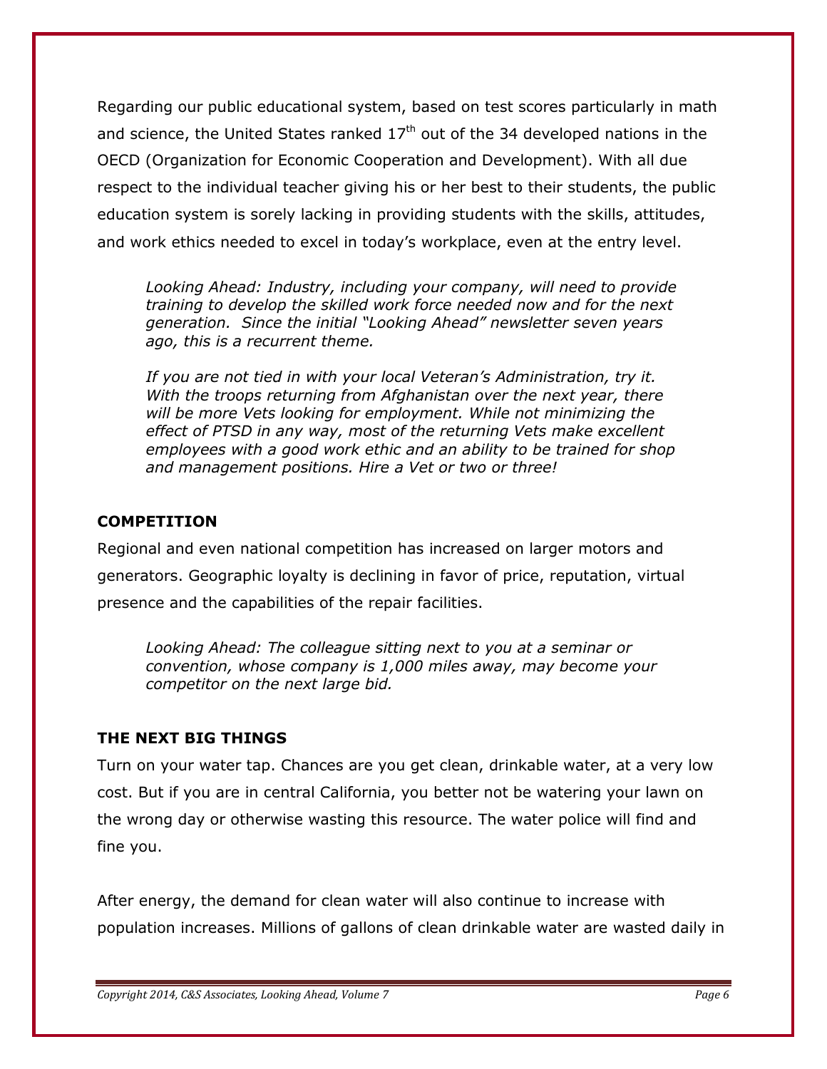Regarding our public educational system, based on test scores particularly in math and science, the United States ranked $17^{th}$ out of the 34 developed nations in the OECD (Organization for Economic Cooperation and Development). With all due respect to the individual teacher giving his or her best to their students, the public education system is sorely lacking in providing students with the skills, attitudes, and work ethics needed to excel in today's workplace, even at the entry level.

*Looking Ahead: Industry, including your company, will need to provide training to develop the skilled work force needed now and for the next generation. Since the initial "Looking Ahead" newsletter seven years ago, this is a recurrent theme.*

*If you are not tied in with your local Veteran's Administration, try it. With the troops returning from Afghanistan over the next year, there will be more Vets looking for employment. While not minimizing the effect of PTSD in any way, most of the returning Vets make excellent employees with a good work ethic and an ability to be trained for shop and management positions. Hire a Vet or two or three!*

## COMPETITION

Regional and even national competition has increased on larger motors and generators. Geographic loyalty is declining in favor of price, reputation, virtual presence and the capabilities of the repair facilities.

*Looking Ahead: The colleague sitting next to you at a seminar or convention, whose company is 1,000 miles away, may become your competitor on the next large bid.*

## THE NEXT BIG THINGS

Turn on your water tap. Chances are you get clean, drinkable water, at a very low cost. But if you are in central California, you better not be watering your lawn on the wrong day or otherwise wasting this resource. The water police will find and fine you.

After energy, the demand for clean water will also continue to increase with population increases. Millions of gallons of clean drinkable water are wasted daily in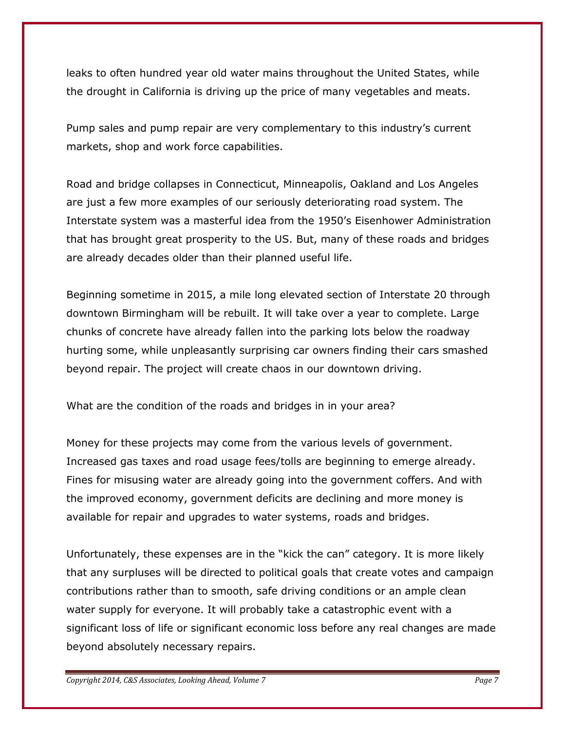leaks to often hundred year old water mains throughout the United States, while the drought in California is driving up the price of many vegetables and meats.

Pump sales and pump repair are very complementary to this industry's current markets, shop and work force capabilities.

Road and bridge collapses in Connecticut, Minneapolis, Oakland and Los Angeles are just a few more examples of our seriously deteriorating road system. The Interstate system was a masterful idea from the 1950's Eisenhower Administration that has brought great prosperity to the US. But, many of these roads and bridges are already decades older than their planned useful life.

Beginning sometime in 2015, a mile long elevated section of Interstate 20 through downtown Birmingham will be rebuilt. It will take over a year to complete. Large chunks of concrete have already fallen into the parking lots below the roadway hurting some, while unpleasantly surprising car owners finding their cars smashed beyond repair. The project will create chaos in our downtown driving.

What are the condition of the roads and bridges in in your area?

Money for these projects may come from the various levels of government. Increased gas taxes and road usage fees/tolls are beginning to emerge already. Fines for misusing water are already going into the government coffers. And with the improved economy, government deficits are declining and more money is available for repair and upgrades to water systems, roads and bridges.

Unfortunately, these expenses are in the "kick the can" category. It is more likely that any surpluses will be directed to political goals that create votes and campaign contributions rather than to smooth, safe driving conditions or an ample clean water supply for everyone. It will probably take a catastrophic event with a significant loss of life or significant economic loss before any real changes are made beyond absolutely necessary repairs.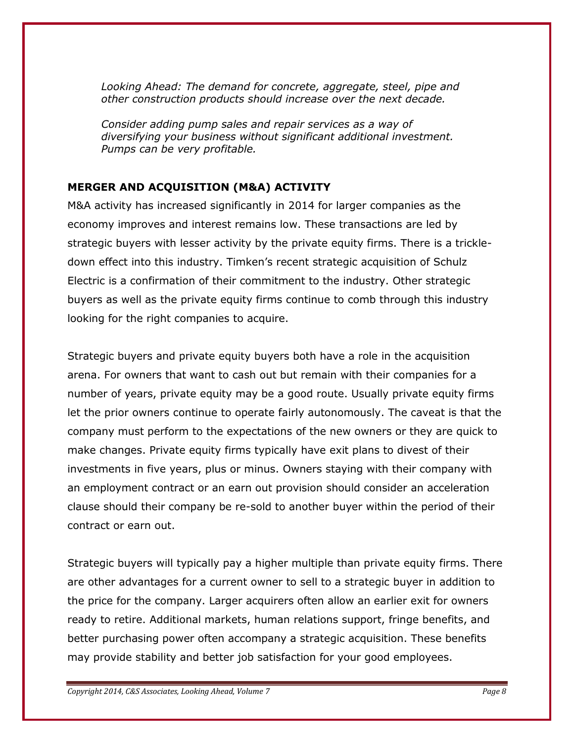*Looking Ahead: The demand for concrete, aggregate, steel, pipe and other construction products should increase over the next decade.*

*Consider adding pump sales and repair services as a way of diversifying your business without significant additional investment. Pumps can be very profitable.*

## MERGER AND ACQUISITION (M&A) ACTIVITY

M&A activity has increased significantly in 2014 for larger companies as the economy improves and interest remains low. These transactions are led by strategic buyers with lesser activity by the private equity firms. There is a trickle-down effect into this industry. Timken's recent strategic acquisition of Schulz Electric is a confirmation of their commitment to the industry. Other strategic buyers as well as the private equity firms continue to comb through this industry looking for the right companies to acquire.

Strategic buyers and private equity buyers both have a role in the acquisition arena. For owners that want to cash out but remain with their companies for a number of years, private equity may be a good route. Usually private equity firms let the prior owners continue to operate fairly autonomously. The caveat is that the company must perform to the expectations of the new owners or they are quick to make changes. Private equity firms typically have exit plans to divest of their investments in five years, plus or minus. Owners staying with their company with an employment contract or an earn out provision should consider an acceleration clause should their company be re-sold to another buyer within the period of their contract or earn out.

Strategic buyers will typically pay a higher multiple than private equity firms. There are other advantages for a current owner to sell to a strategic buyer in addition to the price for the company. Larger acquirers often allow an earlier exit for owners ready to retire. Additional markets, human relations support, fringe benefits, and better purchasing power often accompany a strategic acquisition. These benefits may provide stability and better job satisfaction for your good employees.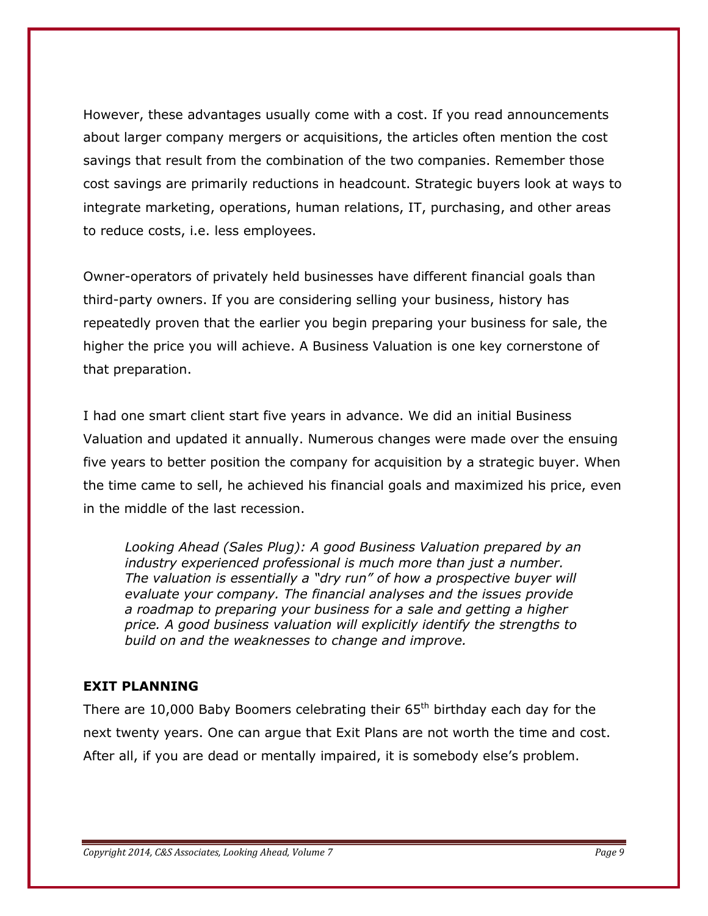However, these advantages usually come with a cost. If you read announcements about larger company mergers or acquisitions, the articles often mention the cost savings that result from the combination of the two companies. Remember those cost savings are primarily reductions in headcount. Strategic buyers look at ways to integrate marketing, operations, human relations, IT, purchasing, and other areas to reduce costs, i.e. less employees.

Owner-operators of privately held businesses have different financial goals than third-party owners. If you are considering selling your business, history has repeatedly proven that the earlier you begin preparing your business for sale, the higher the price you will achieve. A Business Valuation is one key cornerstone of that preparation.

I had one smart client start five years in advance. We did an initial Business Valuation and updated it annually. Numerous changes were made over the ensuing five years to better position the company for acquisition by a strategic buyer. When the time came to sell, he achieved his financial goals and maximized his price, even in the middle of the last recession.

> *Looking Ahead (Sales Plug): A good Business Valuation prepared by an industry experienced professional is much more than just a number. The valuation is essentially a "dry run" of how a prospective buyer will evaluate your company. The financial analyses and the issues provide a roadmap to preparing your business for a sale and getting a higher price. A good business valuation will explicitly identify the strengths to build on and the weaknesses to change and improve.*

**EXIT PLANNING**

There are 10,000 Baby Boomers celebrating their 65th birthday each day for the next twenty years. One can argue that Exit Plans are not worth the time and cost. After all, if you are dead or mentally impaired, it is somebody else's problem.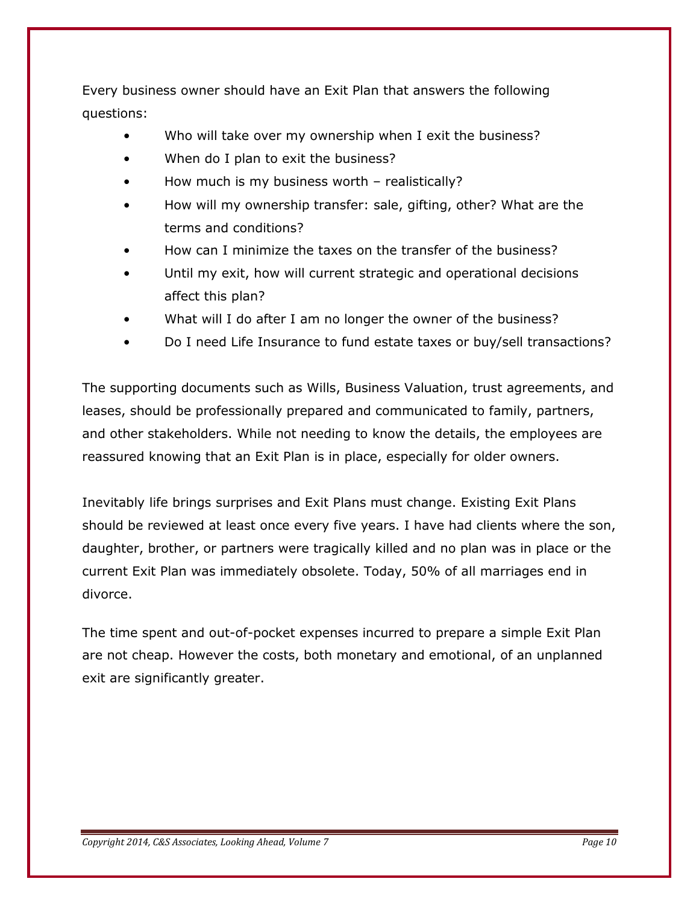Every business owner should have an Exit Plan that answers the following questions:

- Who will take over my ownership when I exit the business?
- When do I plan to exit the business?
- How much is my business worth – realistically?
- How will my ownership transfer: sale, gifting, other? What are the terms and conditions?
- How can I minimize the taxes on the transfer of the business?
- Until my exit, how will current strategic and operational decisions affect this plan?
- What will I do after I am no longer the owner of the business?
- Do I need Life Insurance to fund estate taxes or buy/sell transactions?

The supporting documents such as Wills, Business Valuation, trust agreements, and leases, should be professionally prepared and communicated to family, partners, and other stakeholders. While not needing to know the details, the employees are reassured knowing that an Exit Plan is in place, especially for older owners.

Inevitably life brings surprises and Exit Plans must change. Existing Exit Plans should be reviewed at least once every five years. I have had clients where the son, daughter, brother, or partners were tragically killed and no plan was in place or the current Exit Plan was immediately obsolete. Today, 50% of all marriages end in divorce.

The time spent and out-of-pocket expenses incurred to prepare a simple Exit Plan are not cheap. However the costs, both monetary and emotional, of an unplanned exit are significantly greater.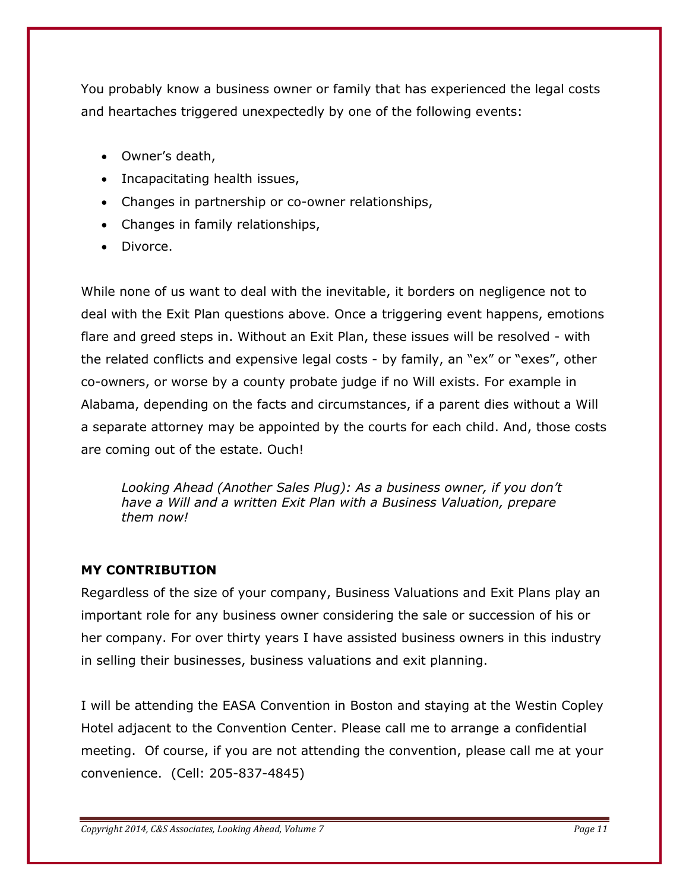You probably know a business owner or family that has experienced the legal costs and heartaches triggered unexpectedly by one of the following events:

- Owner's death,
- Incapacitating health issues,
- Changes in partnership or co-owner relationships,
- Changes in family relationships,
- Divorce.

While none of us want to deal with the inevitable, it borders on negligence not to deal with the Exit Plan questions above. Once a triggering event happens, emotions flare and greed steps in. Without an Exit Plan, these issues will be resolved - with the related conflicts and expensive legal costs - by family, an "ex" or "exes", other co-owners, or worse by a county probate judge if no Will exists. For example in Alabama, depending on the facts and circumstances, if a parent dies without a Will a separate attorney may be appointed by the courts for each child. And, those costs are coming out of the estate. Ouch!

> *Looking Ahead (Another Sales Plug): As a business owner, if you don't have a Will and a written Exit Plan with a Business Valuation, prepare them now!*

**MY CONTRIBUTION**

Regardless of the size of your company, Business Valuations and Exit Plans play an important role for any business owner considering the sale or succession of his or her company. For over thirty years I have assisted business owners in this industry in selling their businesses, business valuations and exit planning.

I will be attending the EASA Convention in Boston and staying at the Westin Copley Hotel adjacent to the Convention Center. Please call me to arrange a confidential meeting. Of course, if you are not attending the convention, please call me at your convenience. (Cell: 205-837-4845)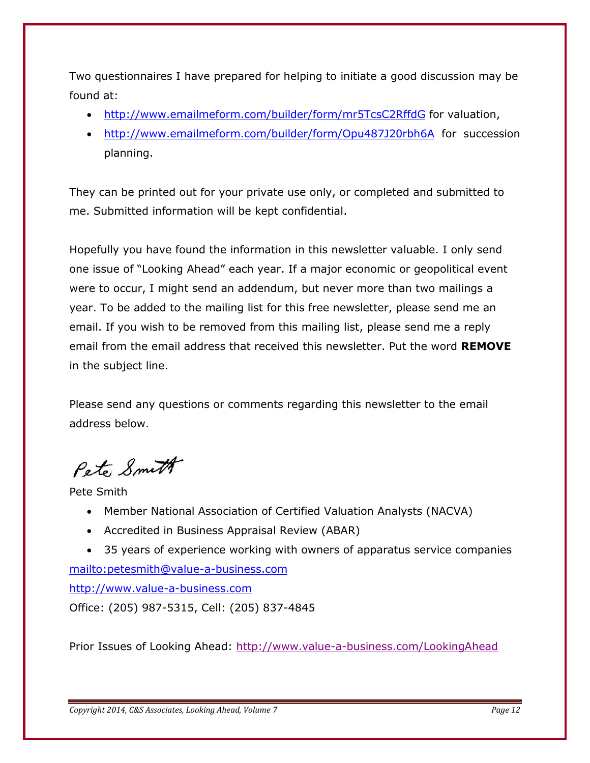Two questionnaires I have prepared for helping to initiate a good discussion may be found at:

- http://www.emailmeform.com/builder/form/mr5TcsC2RffdG for valuation,
- http://www.emailmeform.com/builder/form/Opu487J20rbh6A for succession planning.

They can be printed out for your private use only, or completed and submitted to me. Submitted information will be kept confidential.

Hopefully you have found the information in this newsletter valuable. I only send one issue of "Looking Ahead" each year. If a major economic or geopolitical event were to occur, I might send an addendum, but never more than two mailings a year. To be added to the mailing list for this free newsletter, please send me an email. If you wish to be removed from this mailing list, please send me a reply email from the email address that received this newsletter. Put the word **REMOVE** in the subject line.

Please send any questions or comments regarding this newsletter to the email address below.

*Pete Smith*

Pete Smith

- Member National Association of Certified Valuation Analysts (NACVA)
- Accredited in Business Appraisal Review (ABAR)
- 35 years of experience working with owners of apparatus service companies

mailto:petesmith@value-a-business.com

http://www.value-a-business.com

Office: (205) 987-5315, Cell: (205) 837-4845

Prior Issues of Looking Ahead: http://www.value-a-business.com/LookingAhead